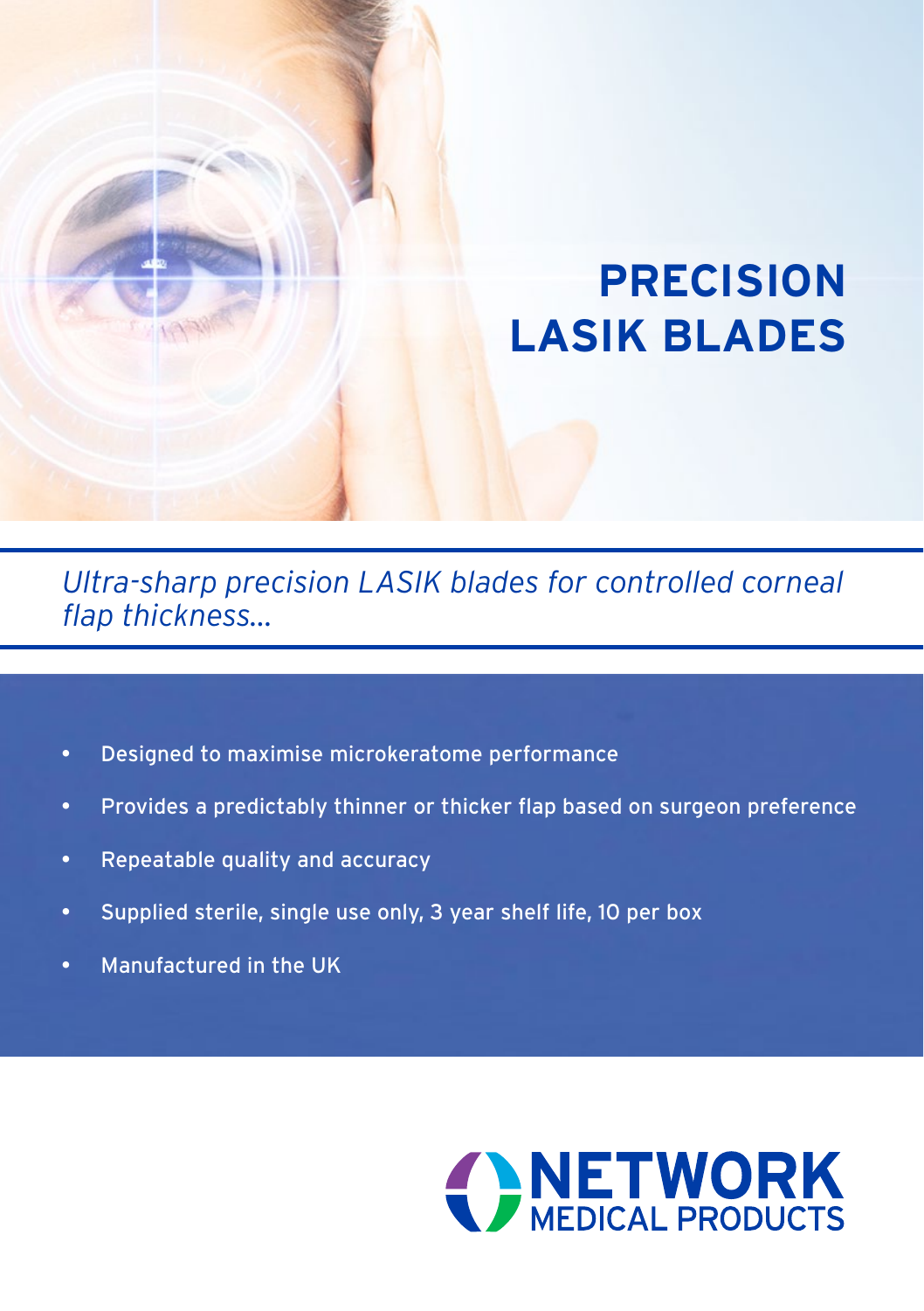# PRECISION LASIK BLADES

*Ultra-sharp precision LASIK blades for controlled corneal flap thickness...*

- Designed to maximise microkeratome performance
- Provides a predictably thinner or thicker flap based on surgeon preference
- Repeatable quality and accuracy
- Supplied sterile, single use only, 3 year shelf life, 10 per box
- Manufactured in the UK

NETWORK MEDICAL PRODUCTS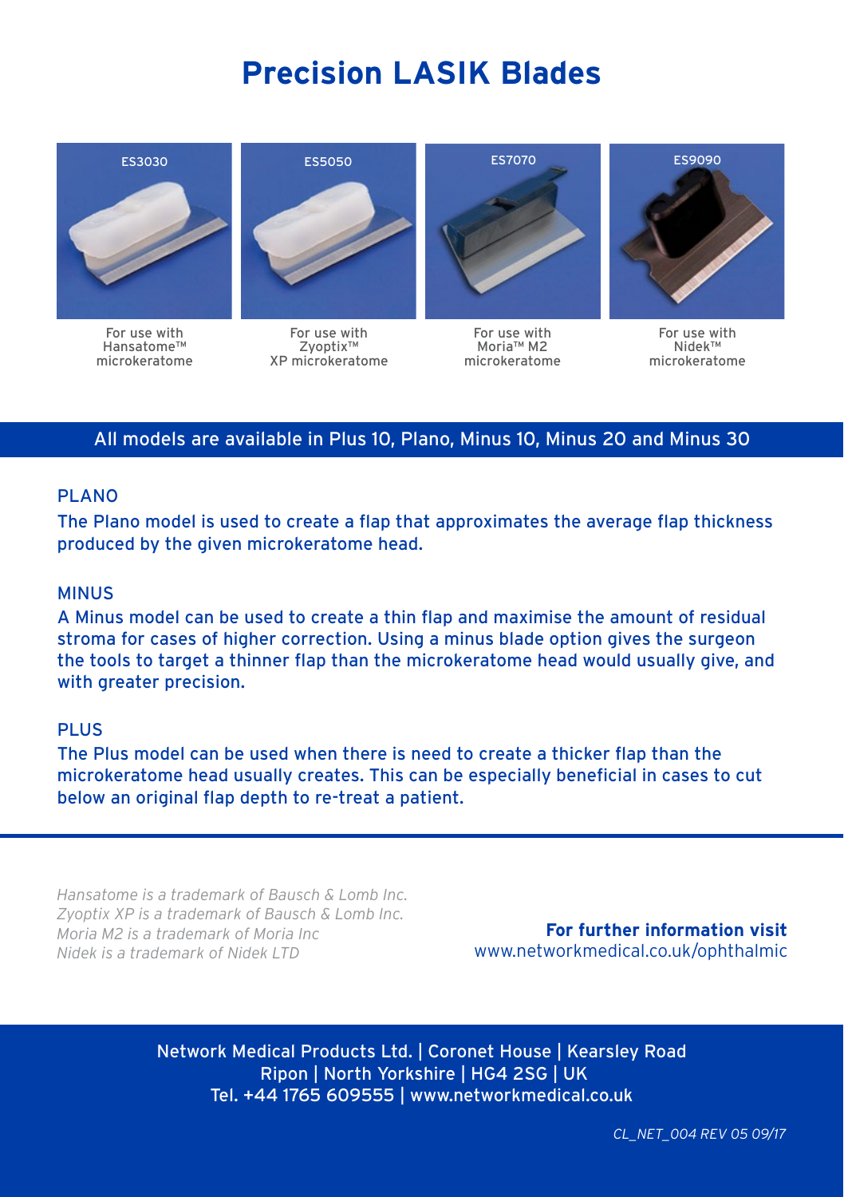# Precision LASIK Blades

ES3030

For use with Hansatome™ microkeratome

ES5050

For use with Zyoptix™ XP microkeratome

ES7070

For use with Moria™ M2 microkeratome

ES9090

For use with Nidek™ microkeratome

All models are available in Plus 10, Plano, Minus 10, Minus 20 and Minus 30

## PLANO

The Plano model is used to create a flap that approximates the average flap thickness produced by the given microkeratome head.

## MINUS

A Minus model can be used to create a thin flap and maximise the amount of residual stroma for cases of higher correction. Using a minus blade option gives the surgeon the tools to target a thinner flap than the microkeratome head would usually give, and with greater precision.

## PLUS

The Plus model can be used when there is need to create a thicker flap than the microkeratome head usually creates. This can be especially beneficial in cases to cut below an original flap depth to re-treat a patient.

*Hansatome is a trademark of Bausch & Lomb Inc.*
*Zyoptix XP is a trademark of Bausch & Lomb Inc.*
*Moria M2 is a trademark of Moria Inc*
*Nidek is a trademark of Nidek LTD*

**For further information visit**
www.networkmedical.co.uk/ophthalmic

Network Medical Products Ltd. | Coronet House | Kearsley Road
Ripon | North Yorkshire | HG4 2SG | UK
Tel. +44 1765 609555 | www.networkmedical.co.uk

*CL_NET_004 REV 05 09/17*